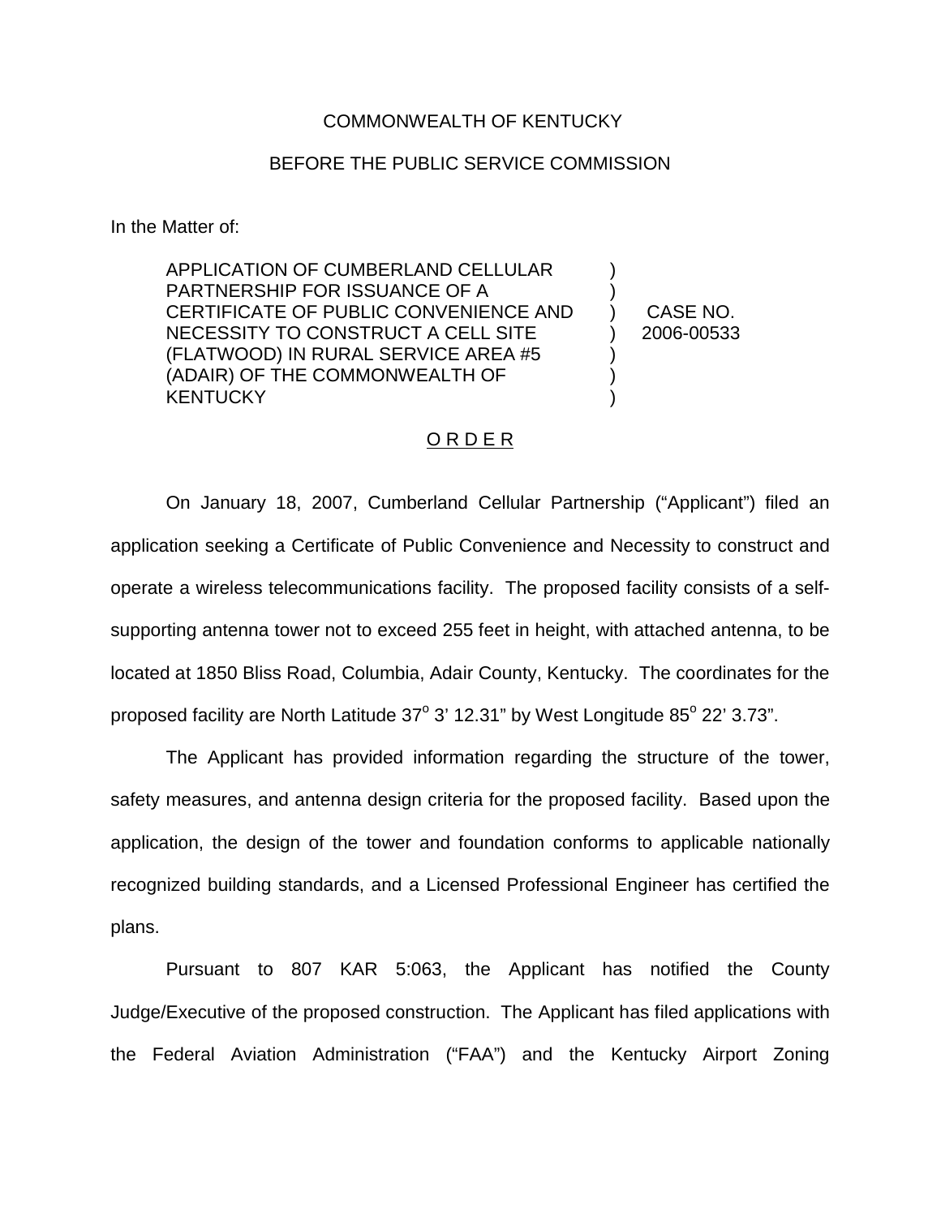COMMONWEALTH OF KENTUCKY

BEFORE THE PUBLIC SERVICE COMMISSION

In the Matter of:

| | | |
|---|---|---|
| APPLICATION OF CUMBERLAND CELLULAR PARTNERSHIP FOR ISSUANCE OF A CERTIFICATE OF PUBLIC CONVENIENCE AND NECESSITY TO CONSTRUCT A CELL SITE (FLATWOOD) IN RURAL SERVICE AREA #5 (ADAIR) OF THE COMMONWEALTH OF KENTUCKY | ) | CASE NO. 2006-00533 |

## O R D E R

On January 18, 2007, Cumberland Cellular Partnership ("Applicant") filed an application seeking a Certificate of Public Convenience and Necessity to construct and operate a wireless telecommunications facility. The proposed facility consists of a self-supporting antenna tower not to exceed 255 feet in height, with attached antenna, to be located at 1850 Bliss Road, Columbia, Adair County, Kentucky. The coordinates for the proposed facility are North Latitude 37° 3' 12.31" by West Longitude 85° 22' 3.73".

The Applicant has provided information regarding the structure of the tower, safety measures, and antenna design criteria for the proposed facility. Based upon the application, the design of the tower and foundation conforms to applicable nationally recognized building standards, and a Licensed Professional Engineer has certified the plans.

Pursuant to 807 KAR 5:063, the Applicant has notified the County Judge/Executive of the proposed construction. The Applicant has filed applications with the Federal Aviation Administration ("FAA") and the Kentucky Airport Zoning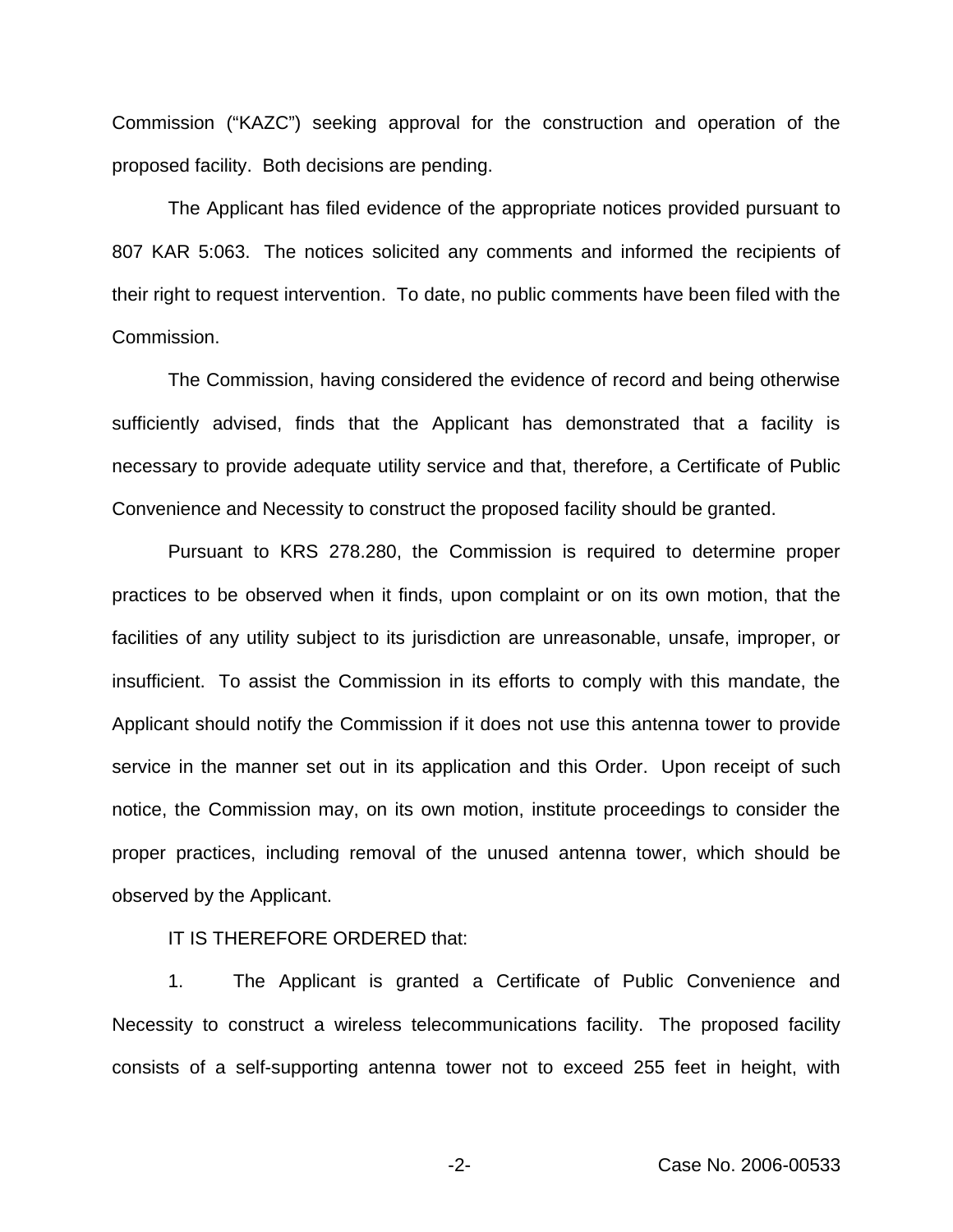Commission ("KAZC") seeking approval for the construction and operation of the proposed facility. Both decisions are pending.

The Applicant has filed evidence of the appropriate notices provided pursuant to 807 KAR 5:063. The notices solicited any comments and informed the recipients of their right to request intervention. To date, no public comments have been filed with the Commission.

The Commission, having considered the evidence of record and being otherwise sufficiently advised, finds that the Applicant has demonstrated that a facility is necessary to provide adequate utility service and that, therefore, a Certificate of Public Convenience and Necessity to construct the proposed facility should be granted.

Pursuant to KRS 278.280, the Commission is required to determine proper practices to be observed when it finds, upon complaint or on its own motion, that the facilities of any utility subject to its jurisdiction are unreasonable, unsafe, improper, or insufficient. To assist the Commission in its efforts to comply with this mandate, the Applicant should notify the Commission if it does not use this antenna tower to provide service in the manner set out in its application and this Order. Upon receipt of such notice, the Commission may, on its own motion, institute proceedings to consider the proper practices, including removal of the unused antenna tower, which should be observed by the Applicant.

IT IS THEREFORE ORDERED that:

1. The Applicant is granted a Certificate of Public Convenience and Necessity to construct a wireless telecommunications facility. The proposed facility consists of a self-supporting antenna tower not to exceed 255 feet in height, with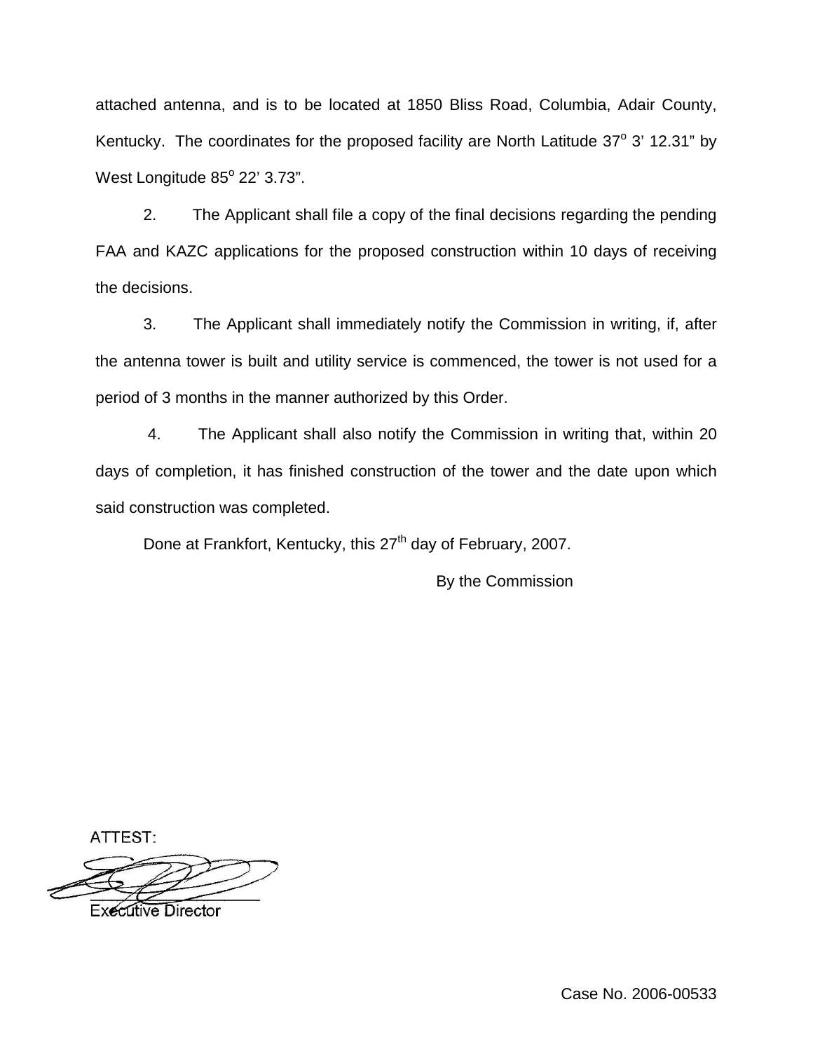attached antenna, and is to be located at 1850 Bliss Road, Columbia, Adair County, Kentucky. The coordinates for the proposed facility are North Latitude 37° 3' 12.31" by West Longitude 85° 22' 3.73".

2. The Applicant shall file a copy of the final decisions regarding the pending FAA and KAZC applications for the proposed construction within 10 days of receiving the decisions.

3. The Applicant shall immediately notify the Commission in writing, if, after the antenna tower is built and utility service is commenced, the tower is not used for a period of 3 months in the manner authorized by this Order.

4. The Applicant shall also notify the Commission in writing that, within 20 days of completion, it has finished construction of the tower and the date upon which said construction was completed.

Done at Frankfort, Kentucky, this 27th day of February, 2007.

By the Commission

ATTEST:

Executive Director

Case No. 2006-00533